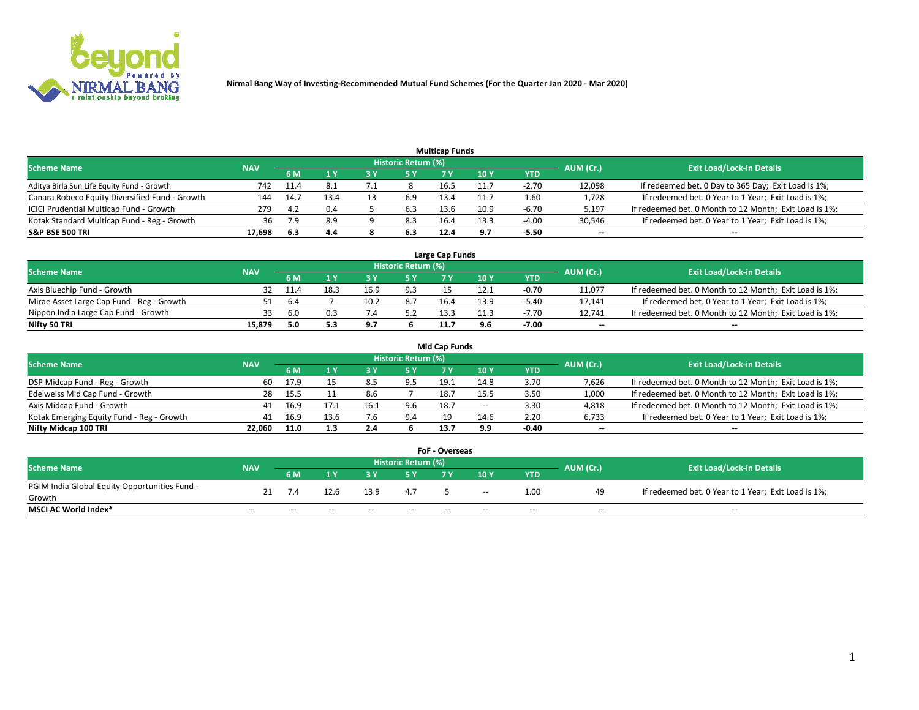**Nirmal Bang Way of Investing-Recommended Mutual Fund Schemes (For the Quarter Jan 2020 - Mar 2020)**

### Multicap Funds

| Scheme Name | NAV | Historic Return (%) | | | | | | | AUM (Cr.) | Exit Load/Lock-in Details |
|---|---|---|---|---|---|---|---|---|---|---|
| | | 6 M | 1 Y | 3 Y | 5 Y | 7 Y | 10 Y | YTD | | |
| Aditya Birla Sun Life Equity Fund - Growth | 742 | 11.4 | 8.1 | 7.1 | 8 | 16.5 | 11.7 | -2.70 | 12,098 | If redeemed bet. 0 Day to 365 Day; Exit Load is 1%; |
| Canara Robeco Equity Diversified Fund - Growth | 144 | 14.7 | 13.4 | 13 | 6.9 | 13.4 | 11.7 | 1.60 | 1,728 | If redeemed bet. 0 Year to 1 Year; Exit Load is 1%; |
| ICICI Prudential Multicap Fund - Growth | 279 | 4.2 | 0.4 | 5 | 6.3 | 13.6 | 10.9 | -6.70 | 5,197 | If redeemed bet. 0 Month to 12 Month; Exit Load is 1%; |
| Kotak Standard Multicap Fund - Reg - Growth | 36 | 7.9 | 8.9 | 9 | 8.3 | 16.4 | 13.3 | -4.00 | 30,546 | If redeemed bet. 0 Year to 1 Year; Exit Load is 1%; |
| **S&P BSE 500 TRI** | **17,698** | **6.3** | **4.4** | **8** | **6.3** | **12.4** | **9.7** | **-5.50** | **--** | **--** |

### Large Cap Funds

| Scheme Name | NAV | Historic Return (%) | | | | | | | AUM (Cr.) | Exit Load/Lock-in Details |
|---|---|---|---|---|---|---|---|---|---|---|
| | | 6 M | 1 Y | 3 Y | 5 Y | 7 Y | 10 Y | YTD | | |
| Axis Bluechip Fund - Growth | 32 | 11.4 | 18.3 | 16.9 | 9.3 | 15 | 12.1 | -0.70 | 11,077 | If redeemed bet. 0 Month to 12 Month; Exit Load is 1%; |
| Mirae Asset Large Cap Fund - Reg - Growth | 51 | 6.4 | 7 | 10.2 | 8.7 | 16.4 | 13.9 | -5.40 | 17,141 | If redeemed bet. 0 Year to 1 Year; Exit Load is 1%; |
| Nippon India Large Cap Fund - Growth | 33 | 6.0 | 0.3 | 7.4 | 5.2 | 13.3 | 11.3 | -7.70 | 12,741 | If redeemed bet. 0 Month to 12 Month; Exit Load is 1%; |
| **Nifty 50 TRI** | **15,879** | **5.0** | **5.3** | **9.7** | **6** | **11.7** | **9.6** | **-7.00** | **--** | **--** |

### Mid Cap Funds

| Scheme Name | NAV | Historic Return (%) | | | | | | | AUM (Cr.) | Exit Load/Lock-in Details |
|---|---|---|---|---|---|---|---|---|---|---|
| | | 6 M | 1 Y | 3 Y | 5 Y | 7 Y | 10 Y | YTD | | |
| DSP Midcap Fund - Reg - Growth | 60 | 17.9 | 15 | 8.5 | 9.5 | 19.1 | 14.8 | 3.70 | 7,626 | If redeemed bet. 0 Month to 12 Month; Exit Load is 1%; |
| Edelweiss Mid Cap Fund - Growth | 28 | 15.5 | 11 | 8.6 | 7 | 18.7 | 15.5 | 3.50 | 1,000 | If redeemed bet. 0 Month to 12 Month; Exit Load is 1%; |
| Axis Midcap Fund - Growth | 41 | 16.9 | 17.1 | 16.1 | 9.6 | 18.7 | -- | 3.30 | 4,818 | If redeemed bet. 0 Month to 12 Month; Exit Load is 1%; |
| Kotak Emerging Equity Fund - Reg - Growth | 41 | 16.9 | 13.6 | 7.6 | 9.4 | 19 | 14.6 | 2.20 | 6,733 | If redeemed bet. 0 Year to 1 Year; Exit Load is 1%; |
| **Nifty Midcap 100 TRI** | **22,060** | **11.0** | **1.3** | **2.4** | **6** | **13.7** | **9.9** | **-0.40** | **--** | **--** |

### FoF - Overseas

| Scheme Name | NAV | Historic Return (%) | | | | | | | AUM (Cr.) | Exit Load/Lock-in Details |
|---|---|---|---|---|---|---|---|---|---|---|
| | | 6 M | 1 Y | 3 Y | 5 Y | 7 Y | 10 Y | YTD | | |
| PGIM India Global Equity Opportunities Fund - Growth | 21 | 7.4 | 12.6 | 13.9 | 4.7 | 5 | -- | 1.00 | 49 | If redeemed bet. 0 Year to 1 Year; Exit Load is 1%; |
| **MSCI AC World Index*** | -- | -- | -- | -- | -- | -- | -- | -- | -- | -- |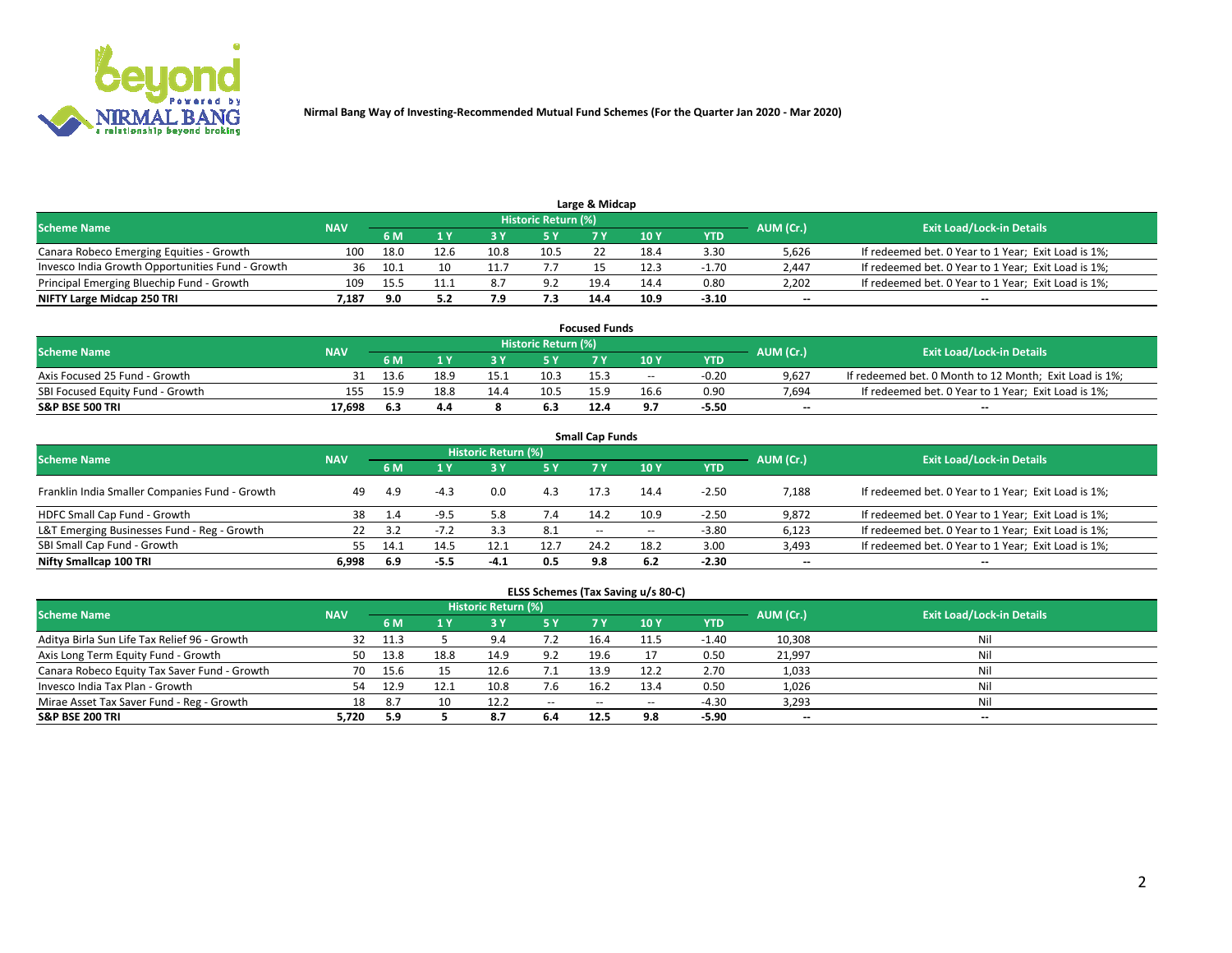Nirmal Bang Way of Investing-Recommended Mutual Fund Schemes (For the Quarter Jan 2020 - Mar 2020)

## Large & Midcap

| Scheme Name | NAV | Historic Return (%) | | | | | | | AUM (Cr.) | Exit Load/Lock-in Details |
|---|---|---|---|---|---|---|---|---|---|---|
| | | 6 M | 1 Y | 3 Y | 5 Y | 7 Y | 10 Y | YTD | | |
| Canara Robeco Emerging Equities - Growth | 100 | 18.0 | 12.6 | 10.8 | 10.5 | 22 | 18.4 | 3.30 | 5,626 | If redeemed bet. 0 Year to 1 Year; Exit Load is 1%; |
| Invesco India Growth Opportunities Fund - Growth | 36 | 10.1 | 10 | 11.7 | 7.7 | 15 | 12.3 | -1.70 | 2,447 | If redeemed bet. 0 Year to 1 Year; Exit Load is 1%; |
| Principal Emerging Bluechip Fund - Growth | 109 | 15.5 | 11.1 | 8.7 | 9.2 | 19.4 | 14.4 | 0.80 | 2,202 | If redeemed bet. 0 Year to 1 Year; Exit Load is 1%; |
| **NIFTY Large Midcap 250 TRI** | **7,187** | **9.0** | **5.2** | **7.9** | **7.3** | **14.4** | **10.9** | **-3.10** | **--** | **--** |

## Focused Funds

| Scheme Name | NAV | Historic Return (%) | | | | | | | AUM (Cr.) | Exit Load/Lock-in Details |
|---|---|---|---|---|---|---|---|---|---|---|
| | | 6 M | 1 Y | 3 Y | 5 Y | 7 Y | 10 Y | YTD | | |
| Axis Focused 25 Fund - Growth | 31 | 13.6 | 18.9 | 15.1 | 10.3 | 15.3 | -- | -0.20 | 9,627 | If redeemed bet. 0 Month to 12 Month; Exit Load is 1%; |
| SBI Focused Equity Fund - Growth | 155 | 15.9 | 18.8 | 14.4 | 10.5 | 15.9 | 16.6 | 0.90 | 7,694 | If redeemed bet. 0 Year to 1 Year; Exit Load is 1%; |
| **S&P BSE 500 TRI** | **17,698** | **6.3** | **4.4** | **8** | **6.3** | **12.4** | **9.7** | **-5.50** | **--** | **--** |

## Small Cap Funds

| Scheme Name | NAV | Historic Return (%) | | | | | | | AUM (Cr.) | Exit Load/Lock-in Details |
|---|---|---|---|---|---|---|---|---|---|---|
| | | 6 M | 1 Y | 3 Y | 5 Y | 7 Y | 10 Y | YTD | | |
| Franklin India Smaller Companies Fund - Growth | 49 | 4.9 | -4.3 | 0.0 | 4.3 | 17.3 | 14.4 | -2.50 | 7,188 | If redeemed bet. 0 Year to 1 Year; Exit Load is 1%; |
| HDFC Small Cap Fund - Growth | 38 | 1.4 | -9.5 | 5.8 | 7.4 | 14.2 | 10.9 | -2.50 | 9,872 | If redeemed bet. 0 Year to 1 Year; Exit Load is 1%; |
| L&T Emerging Businesses Fund - Reg - Growth | 22 | 3.2 | -7.2 | 3.3 | 8.1 | -- | -- | -3.80 | 6,123 | If redeemed bet. 0 Year to 1 Year; Exit Load is 1%; |
| SBI Small Cap Fund - Growth | 55 | 14.1 | 14.5 | 12.1 | 12.7 | 24.2 | 18.2 | 3.00 | 3,493 | If redeemed bet. 0 Year to 1 Year; Exit Load is 1%; |
| **Nifty Smallcap 100 TRI** | **6,998** | **6.9** | **-5.5** | **-4.1** | **0.5** | **9.8** | **6.2** | **-2.30** | **--** | **--** |

## ELSS Schemes (Tax Saving u/s 80-C)

| Scheme Name | NAV | Historic Return (%) | | | | | | | AUM (Cr.) | Exit Load/Lock-in Details |
|---|---|---|---|---|---|---|---|---|---|---|
| | | 6 M | 1 Y | 3 Y | 5 Y | 7 Y | 10 Y | YTD | | |
| Aditya Birla Sun Life Tax Relief 96 - Growth | 32 | 11.3 | 5 | 9.4 | 7.2 | 16.4 | 11.5 | -1.40 | 10,308 | Nil |
| Axis Long Term Equity Fund - Growth | 50 | 13.8 | 18.8 | 14.9 | 9.2 | 19.6 | 17 | 0.50 | 21,997 | Nil |
| Canara Robeco Equity Tax Saver Fund - Growth | 70 | 15.6 | 15 | 12.6 | 7.1 | 13.9 | 12.2 | 2.70 | 1,033 | Nil |
| Invesco India Tax Plan - Growth | 54 | 12.9 | 12.1 | 10.8 | 7.6 | 16.2 | 13.4 | 0.50 | 1,026 | Nil |
| Mirae Asset Tax Saver Fund - Reg - Growth | 18 | 8.7 | 10 | 12.2 | -- | -- | -- | -4.30 | 3,293 | Nil |
| **S&P BSE 200 TRI** | **5,720** | **5.9** | **5** | **8.7** | **6.4** | **12.5** | **9.8** | **-5.90** | **--** | **--** |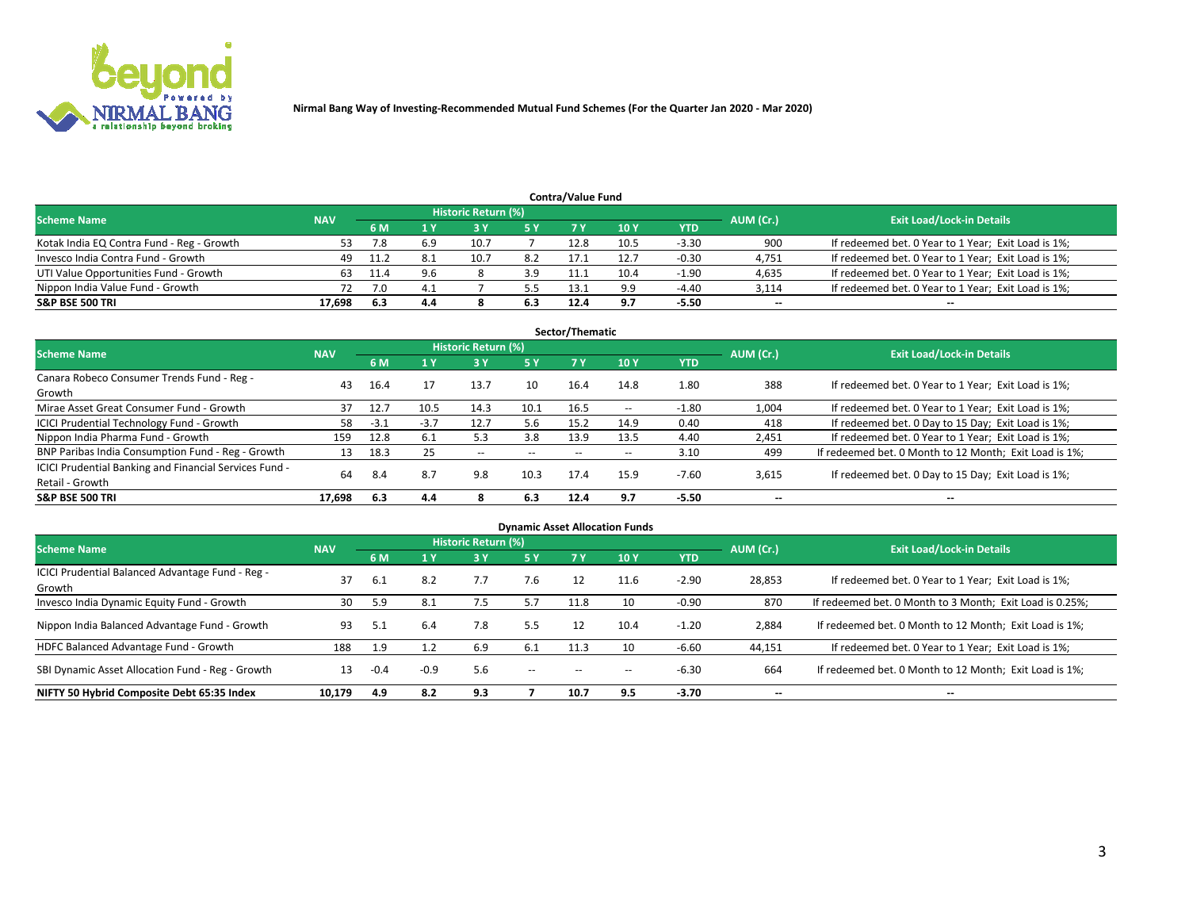Nirmal Bang Way of Investing-Recommended Mutual Fund Schemes (For the Quarter Jan 2020 - Mar 2020)

## Contra/Value Fund

| Scheme Name | NAV | Historic Return (%) | | | | | | | AUM (Cr.) | Exit Load/Lock-in Details |
|---|---|---|---|---|---|---|---|---|---|---|
| | | 6 M | 1 Y | 3 Y | 5 Y | 7 Y | 10 Y | YTD | | |
| Kotak India EQ Contra Fund - Reg - Growth | 53 | 7.8 | 6.9 | 10.7 | 7 | 12.8 | 10.5 | -3.30 | 900 | If redeemed bet. 0 Year to 1 Year; Exit Load is 1%; |
| Invesco India Contra Fund - Growth | 49 | 11.2 | 8.1 | 10.7 | 8.2 | 17.1 | 12.7 | -0.30 | 4,751 | If redeemed bet. 0 Year to 1 Year; Exit Load is 1%; |
| UTI Value Opportunities Fund - Growth | 63 | 11.4 | 9.6 | 8 | 3.9 | 11.1 | 10.4 | -1.90 | 4,635 | If redeemed bet. 0 Year to 1 Year; Exit Load is 1%; |
| Nippon India Value Fund - Growth | 72 | 7.0 | 4.1 | 7 | 5.5 | 13.1 | 9.9 | -4.40 | 3,114 | If redeemed bet. 0 Year to 1 Year; Exit Load is 1%; |
| **S&P BSE 500 TRI** | **17,698** | **6.3** | **4.4** | **8** | **6.3** | **12.4** | **9.7** | **-5.50** | **--** | **--** |

## Sector/Thematic

| Scheme Name | NAV | Historic Return (%) | | | | | | | AUM (Cr.) | Exit Load/Lock-in Details |
|---|---|---|---|---|---|---|---|---|---|---|
| | | 6 M | 1 Y | 3 Y | 5 Y | 7 Y | 10 Y | YTD | | |
| Canara Robeco Consumer Trends Fund - Reg - Growth | 43 | 16.4 | 17 | 13.7 | 10 | 16.4 | 14.8 | 1.80 | 388 | If redeemed bet. 0 Year to 1 Year; Exit Load is 1%; |
| Mirae Asset Great Consumer Fund - Growth | 37 | 12.7 | 10.5 | 14.3 | 10.1 | 16.5 | -- | -1.80 | 1,004 | If redeemed bet. 0 Year to 1 Year; Exit Load is 1%; |
| ICICI Prudential Technology Fund - Growth | 58 | -3.1 | -3.7 | 12.7 | 5.6 | 15.2 | 14.9 | 0.40 | 418 | If redeemed bet. 0 Day to 15 Day; Exit Load is 1%; |
| Nippon India Pharma Fund - Growth | 159 | 12.8 | 6.1 | 5.3 | 3.8 | 13.9 | 13.5 | 4.40 | 2,451 | If redeemed bet. 0 Year to 1 Year; Exit Load is 1%; |
| BNP Paribas India Consumption Fund - Reg - Growth | 13 | 18.3 | 25 | -- | -- | -- | -- | 3.10 | 499 | If redeemed bet. 0 Month to 12 Month; Exit Load is 1%; |
| ICICI Prudential Banking and Financial Services Fund - Retail - Growth | 64 | 8.4 | 8.7 | 9.8 | 10.3 | 17.4 | 15.9 | -7.60 | 3,615 | If redeemed bet. 0 Day to 15 Day; Exit Load is 1%; |
| **S&P BSE 500 TRI** | **17,698** | **6.3** | **4.4** | **8** | **6.3** | **12.4** | **9.7** | **-5.50** | **--** | **--** |

## Dynamic Asset Allocation Funds

| Scheme Name | NAV | Historic Return (%) | | | | | | | AUM (Cr.) | Exit Load/Lock-in Details |
|---|---|---|---|---|---|---|---|---|---|---|
| | | 6 M | 1 Y | 3 Y | 5 Y | 7 Y | 10 Y | YTD | | |
| ICICI Prudential Balanced Advantage Fund - Reg - Growth | 37 | 6.1 | 8.2 | 7.7 | 7.6 | 12 | 11.6 | -2.90 | 28,853 | If redeemed bet. 0 Year to 1 Year; Exit Load is 1%; |
| Invesco India Dynamic Equity Fund - Growth | 30 | 5.9 | 8.1 | 7.5 | 5.7 | 11.8 | 10 | -0.90 | 870 | If redeemed bet. 0 Month to 3 Month; Exit Load is 0.25%; |
| Nippon India Balanced Advantage Fund - Growth | 93 | 5.1 | 6.4 | 7.8 | 5.5 | 12 | 10.4 | -1.20 | 2,884 | If redeemed bet. 0 Month to 12 Month; Exit Load is 1%; |
| HDFC Balanced Advantage Fund - Growth | 188 | 1.9 | 1.2 | 6.9 | 6.1 | 11.3 | 10 | -6.60 | 44,151 | If redeemed bet. 0 Year to 1 Year; Exit Load is 1%; |
| SBI Dynamic Asset Allocation Fund - Reg - Growth | 13 | -0.4 | -0.9 | 5.6 | -- | -- | -- | -6.30 | 664 | If redeemed bet. 0 Month to 12 Month; Exit Load is 1%; |
| **NIFTY 50 Hybrid Composite Debt 65:35 Index** | **10,179** | **4.9** | **8.2** | **9.3** | **7** | **10.7** | **9.5** | **-3.70** | **--** | **--** |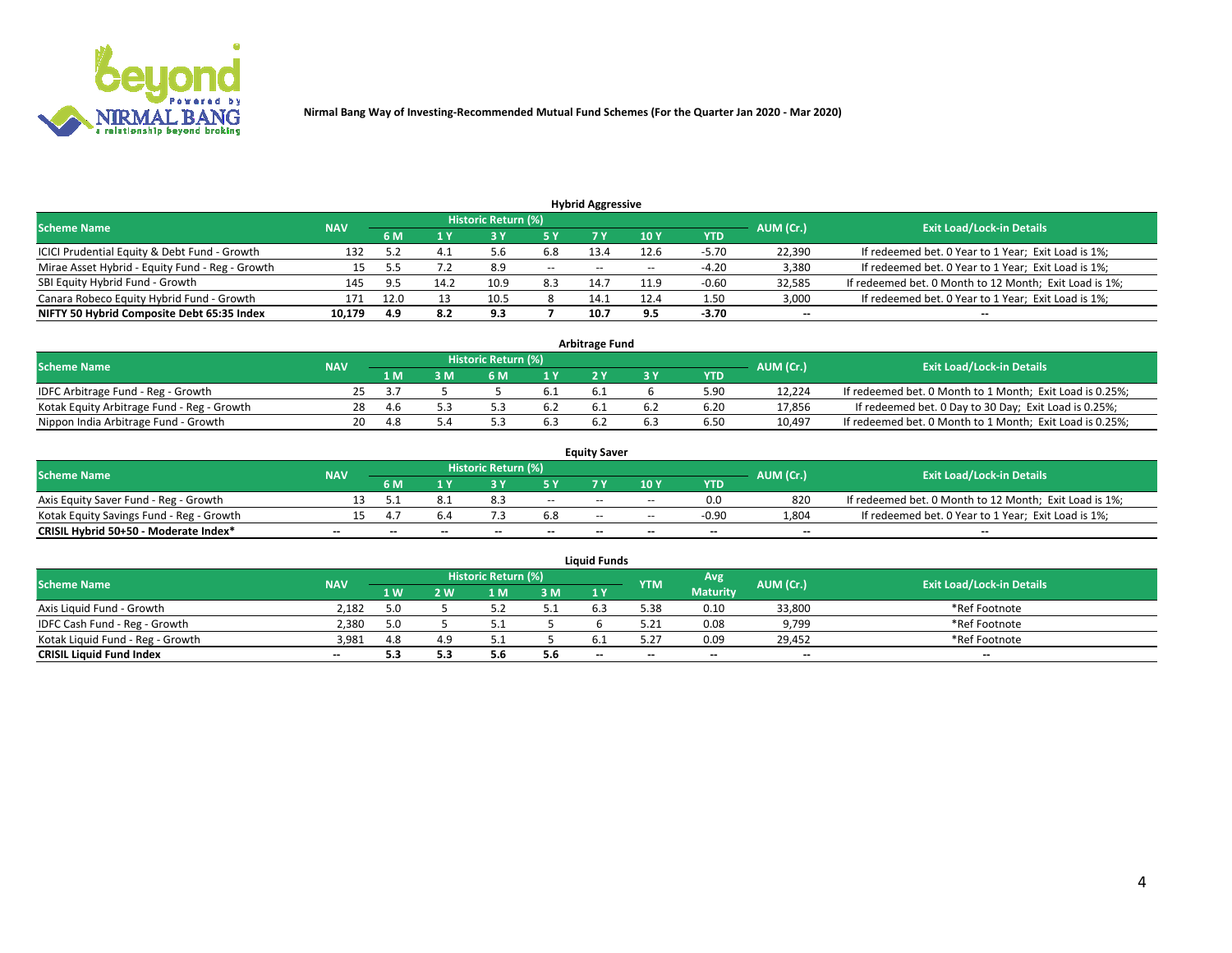Nirmal Bang Way of Investing-Recommended Mutual Fund Schemes (For the Quarter Jan 2020 - Mar 2020)

## Hybrid Aggressive

| Scheme Name | NAV | Historic Return (%) | | | | | | | AUM (Cr.) | Exit Load/Lock-in Details |
|---|---|---|---|---|---|---|---|---|---|---|
| | | 6 M | 1 Y | 3 Y | 5 Y | 7 Y | 10 Y | YTD | | |
| ICICI Prudential Equity & Debt Fund - Growth | 132 | 5.2 | 4.1 | 5.6 | 6.8 | 13.4 | 12.6 | -5.70 | 22,390 | If redeemed bet. 0 Year to 1 Year; Exit Load is 1%; |
| Mirae Asset Hybrid - Equity Fund - Reg - Growth | 15 | 5.5 | 7.2 | 8.9 | -- | -- | -- | -4.20 | 3,380 | If redeemed bet. 0 Year to 1 Year; Exit Load is 1%; |
| SBI Equity Hybrid Fund - Growth | 145 | 9.5 | 14.2 | 10.9 | 8.3 | 14.7 | 11.9 | -0.60 | 32,585 | If redeemed bet. 0 Month to 12 Month; Exit Load is 1%; |
| Canara Robeco Equity Hybrid Fund - Growth | 171 | 12.0 | 13 | 10.5 | 8 | 14.1 | 12.4 | 1.50 | 3,000 | If redeemed bet. 0 Year to 1 Year; Exit Load is 1%; |
| **NIFTY 50 Hybrid Composite Debt 65:35 Index** | **10,179** | **4.9** | **8.2** | **9.3** | **7** | **10.7** | **9.5** | **-3.70** | **--** | **--** |

## Arbitrage Fund

| Scheme Name | NAV | Historic Return (%) | | | | | | | AUM (Cr.) | Exit Load/Lock-in Details |
|---|---|---|---|---|---|---|---|---|---|---|
| | | 1 M | 3 M | 6 M | 1 Y | 2 Y | 3 Y | YTD | | |
| IDFC Arbitrage Fund - Reg - Growth | 25 | 3.7 | 5 | 5 | 6.1 | 6.1 | 6 | 5.90 | 12,224 | If redeemed bet. 0 Month to 1 Month; Exit Load is 0.25%; |
| Kotak Equity Arbitrage Fund - Reg - Growth | 28 | 4.6 | 5.3 | 5.3 | 6.2 | 6.1 | 6.2 | 6.20 | 17,856 | If redeemed bet. 0 Day to 30 Day; Exit Load is 0.25%; |
| Nippon India Arbitrage Fund - Growth | 20 | 4.8 | 5.4 | 5.3 | 6.3 | 6.2 | 6.3 | 6.50 | 10,497 | If redeemed bet. 0 Month to 1 Month; Exit Load is 0.25%; |

## Equity Saver

| Scheme Name | NAV | Historic Return (%) | | | | | | | AUM (Cr.) | Exit Load/Lock-in Details |
|---|---|---|---|---|---|---|---|---|---|---|
| | | 6 M | 1 Y | 3 Y | 5 Y | 7 Y | 10 Y | YTD | | |
| Axis Equity Saver Fund - Reg - Growth | 13 | 5.1 | 8.1 | 8.3 | -- | -- | -- | 0.0 | 820 | If redeemed bet. 0 Month to 12 Month; Exit Load is 1%; |
| Kotak Equity Savings Fund - Reg - Growth | 15 | 4.7 | 6.4 | 7.3 | 6.8 | -- | -- | -0.90 | 1,804 | If redeemed bet. 0 Year to 1 Year; Exit Load is 1%; |
| **CRISIL Hybrid 50+50 - Moderate Index*** | **--** | **--** | **--** | **--** | **--** | **--** | **--** | **--** | **--** | **--** |

## Liquid Funds

| Scheme Name | NAV | Historic Return (%) | | | | | YTM | Avg Maturity | AUM (Cr.) | Exit Load/Lock-in Details |
|---|---|---|---|---|---|---|---|---|---|---|
| | | 1 W | 2 W | 1 M | 3 M | 1 Y | | | | |
| Axis Liquid Fund - Growth | 2,182 | 5.0 | 5 | 5.2 | 5.1 | 6.3 | 5.38 | 0.10 | 33,800 | *Ref Footnote |
| IDFC Cash Fund - Reg - Growth | 2,380 | 5.0 | 5 | 5.1 | 5 | 6 | 5.21 | 0.08 | 9,799 | *Ref Footnote |
| Kotak Liquid Fund - Reg - Growth | 3,981 | 4.8 | 4.9 | 5.1 | 5 | 6.1 | 5.27 | 0.09 | 29,452 | *Ref Footnote |
| **CRISIL Liquid Fund Index** | **--** | **5.3** | **5.3** | **5.6** | **5.6** | **--** | **--** | **--** | **--** | **--** |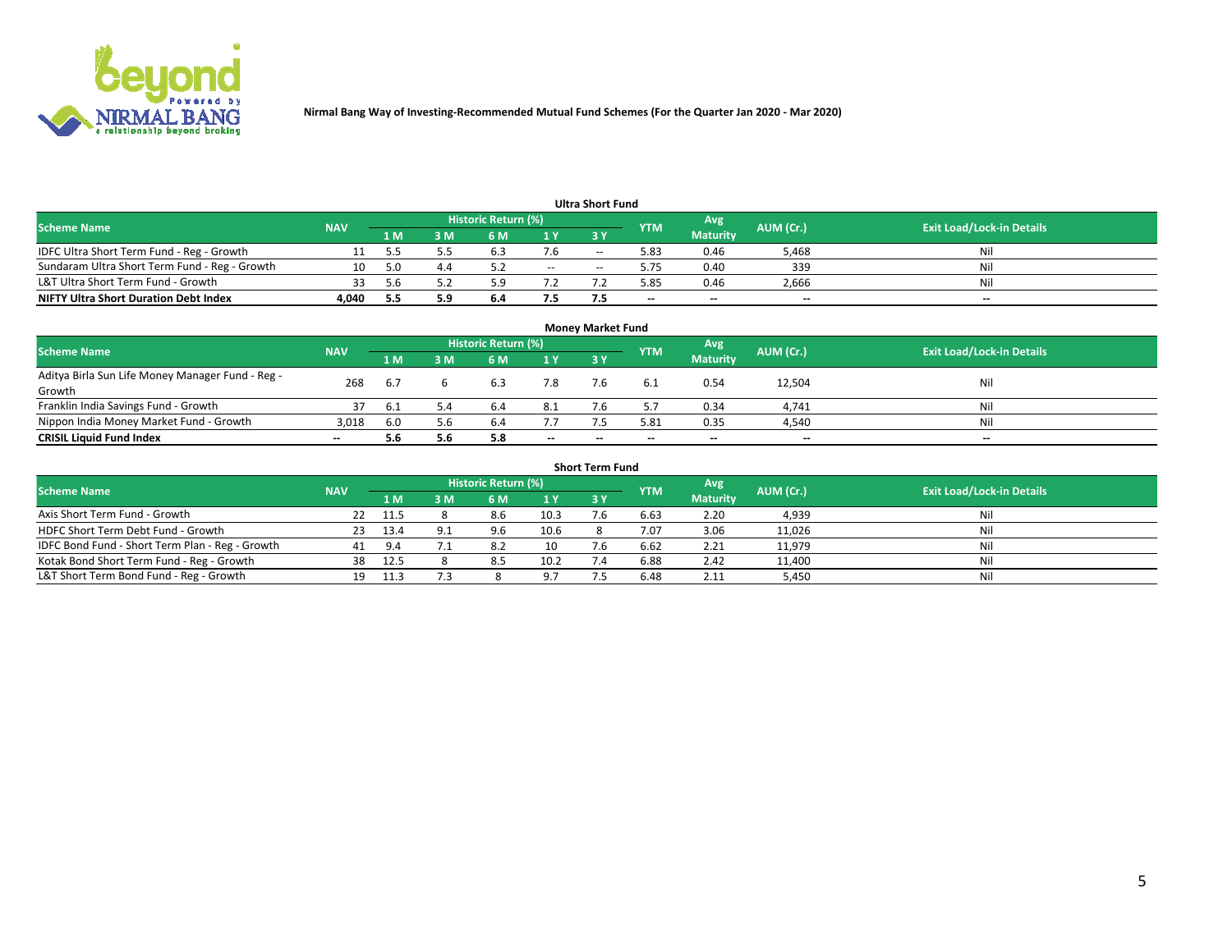**Nirmal Bang Way of Investing-Recommended Mutual Fund Schemes (For the Quarter Jan 2020 - Mar 2020)**

### Ultra Short Fund

| Scheme Name | NAV | Historic Return (%) | | | | | YTM | Avg Maturity | AUM (Cr.) | Exit Load/Lock-in Details |
|---|---|---|---|---|---|---|---|---|---|---|
| | | 1 M | 3 M | 6 M | 1 Y | 3 Y | | | | |
| IDFC Ultra Short Term Fund - Reg - Growth | 11 | 5.5 | 5.5 | 6.3 | 7.6 | -- | 5.83 | 0.46 | 5,468 | Nil |
| Sundaram Ultra Short Term Fund - Reg - Growth | 10 | 5.0 | 4.4 | 5.2 | -- | -- | 5.75 | 0.40 | 339 | Nil |
| L&T Ultra Short Term Fund - Growth | 33 | 5.6 | 5.2 | 5.9 | 7.2 | 7.2 | 5.85 | 0.46 | 2,666 | Nil |
| **NIFTY Ultra Short Duration Debt Index** | **4,040** | **5.5** | **5.9** | **6.4** | **7.5** | **7.5** | **--** | **--** | **--** | **--** |

### Money Market Fund

| Scheme Name | NAV | Historic Return (%) | | | | | YTM | Avg Maturity | AUM (Cr.) | Exit Load/Lock-in Details |
|---|---|---|---|---|---|---|---|---|---|---|
| | | 1 M | 3 M | 6 M | 1 Y | 3 Y | | | | |
| Aditya Birla Sun Life Money Manager Fund - Reg - Growth | 268 | 6.7 | 6 | 6.3 | 7.8 | 7.6 | 6.1 | 0.54 | 12,504 | Nil |
| Franklin India Savings Fund - Growth | 37 | 6.1 | 5.4 | 6.4 | 8.1 | 7.6 | 5.7 | 0.34 | 4,741 | Nil |
| Nippon India Money Market Fund - Growth | 3,018 | 6.0 | 5.6 | 6.4 | 7.7 | 7.5 | 5.81 | 0.35 | 4,540 | Nil |
| **CRISIL Liquid Fund Index** | **--** | **5.6** | **5.6** | **5.8** | **--** | **--** | **--** | **--** | **--** | **--** |

### Short Term Fund

| Scheme Name | NAV | Historic Return (%) | | | | | YTM | Avg Maturity | AUM (Cr.) | Exit Load/Lock-in Details |
|---|---|---|---|---|---|---|---|---|---|---|
| | | 1 M | 3 M | 6 M | 1 Y | 3 Y | | | | |
| Axis Short Term Fund - Growth | 22 | 11.5 | 8 | 8.6 | 10.3 | 7.6 | 6.63 | 2.20 | 4,939 | Nil |
| HDFC Short Term Debt Fund - Growth | 23 | 13.4 | 9.1 | 9.6 | 10.6 | 8 | 7.07 | 3.06 | 11,026 | Nil |
| IDFC Bond Fund - Short Term Plan - Reg - Growth | 41 | 9.4 | 7.1 | 8.2 | 10 | 7.6 | 6.62 | 2.21 | 11,979 | Nil |
| Kotak Bond Short Term Fund - Reg - Growth | 38 | 12.5 | 8 | 8.5 | 10.2 | 7.4 | 6.88 | 2.42 | 11,400 | Nil |
| L&T Short Term Bond Fund - Reg - Growth | 19 | 11.3 | 7.3 | 8 | 9.7 | 7.5 | 6.48 | 2.11 | 5,450 | Nil |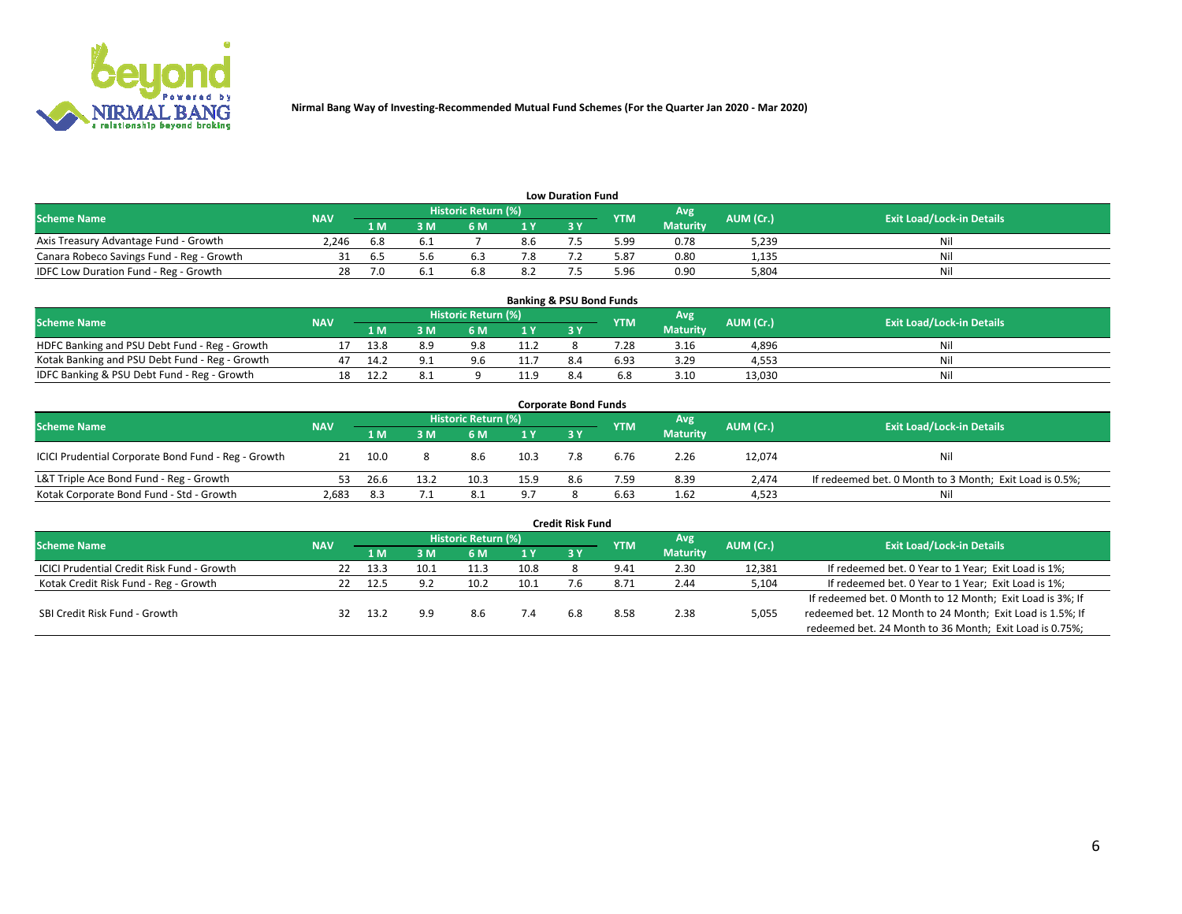Nirmal Bang Way of Investing-Recommended Mutual Fund Schemes (For the Quarter Jan 2020 - Mar 2020)

**Low Duration Fund**

| Scheme Name | NAV | Historic Return (%) | | | | | YTM | Avg Maturity | AUM (Cr.) | Exit Load/Lock-in Details |
|---|---|---|---|---|---|---|---|---|---|---|
| | | 1 M | 3 M | 6 M | 1 Y | 3 Y | | | | |
| Axis Treasury Advantage Fund - Growth | 2,246 | 6.8 | 6.1 | 7 | 8.6 | 7.5 | 5.99 | 0.78 | 5,239 | Nil |
| Canara Robeco Savings Fund - Reg - Growth | 31 | 6.5 | 5.6 | 6.3 | 7.8 | 7.2 | 5.87 | 0.80 | 1,135 | Nil |
| IDFC Low Duration Fund - Reg - Growth | 28 | 7.0 | 6.1 | 6.8 | 8.2 | 7.5 | 5.96 | 0.90 | 5,804 | Nil |

**Banking & PSU Bond Funds**

| Scheme Name | NAV | Historic Return (%) | | | | | YTM | Avg Maturity | AUM (Cr.) | Exit Load/Lock-in Details |
|---|---|---|---|---|---|---|---|---|---|---|
| | | 1 M | 3 M | 6 M | 1 Y | 3 Y | | | | |
| HDFC Banking and PSU Debt Fund - Reg - Growth | 17 | 13.8 | 8.9 | 9.8 | 11.2 | 8 | 7.28 | 3.16 | 4,896 | Nil |
| Kotak Banking and PSU Debt Fund - Reg - Growth | 47 | 14.2 | 9.1 | 9.6 | 11.7 | 8.4 | 6.93 | 3.29 | 4,553 | Nil |
| IDFC Banking & PSU Debt Fund - Reg - Growth | 18 | 12.2 | 8.1 | 9 | 11.9 | 8.4 | 6.8 | 3.10 | 13,030 | Nil |

**Corporate Bond Funds**

| Scheme Name | NAV | Historic Return (%) | | | | | YTM | Avg Maturity | AUM (Cr.) | Exit Load/Lock-in Details |
|---|---|---|---|---|---|---|---|---|---|---|
| | | 1 M | 3 M | 6 M | 1 Y | 3 Y | | | | |
| ICICI Prudential Corporate Bond Fund - Reg - Growth | 21 | 10.0 | 8 | 8.6 | 10.3 | 7.8 | 6.76 | 2.26 | 12,074 | Nil |
| L&T Triple Ace Bond Fund - Reg - Growth | 53 | 26.6 | 13.2 | 10.3 | 15.9 | 8.6 | 7.59 | 8.39 | 2,474 | If redeemed bet. 0 Month to 3 Month; Exit Load is 0.5%; |
| Kotak Corporate Bond Fund - Std - Growth | 2,683 | 8.3 | 7.1 | 8.1 | 9.7 | 8 | 6.63 | 1.62 | 4,523 | Nil |

**Credit Risk Fund**

| Scheme Name | NAV | Historic Return (%) | | | | | YTM | Avg Maturity | AUM (Cr.) | Exit Load/Lock-in Details |
|---|---|---|---|---|---|---|---|---|---|---|
| | | 1 M | 3 M | 6 M | 1 Y | 3 Y | | | | |
| ICICI Prudential Credit Risk Fund - Growth | 22 | 13.3 | 10.1 | 11.3 | 10.8 | 8 | 9.41 | 2.30 | 12,381 | If redeemed bet. 0 Year to 1 Year; Exit Load is 1%; |
| Kotak Credit Risk Fund - Reg - Growth | 22 | 12.5 | 9.2 | 10.2 | 10.1 | 7.6 | 8.71 | 2.44 | 5,104 | If redeemed bet. 0 Year to 1 Year; Exit Load is 1%; |
| SBI Credit Risk Fund - Growth | 32 | 13.2 | 9.9 | 8.6 | 7.4 | 6.8 | 8.58 | 2.38 | 5,055 | If redeemed bet. 0 Month to 12 Month; Exit Load is 3%; If redeemed bet. 12 Month to 24 Month; Exit Load is 1.5%; If redeemed bet. 24 Month to 36 Month; Exit Load is 0.75%; |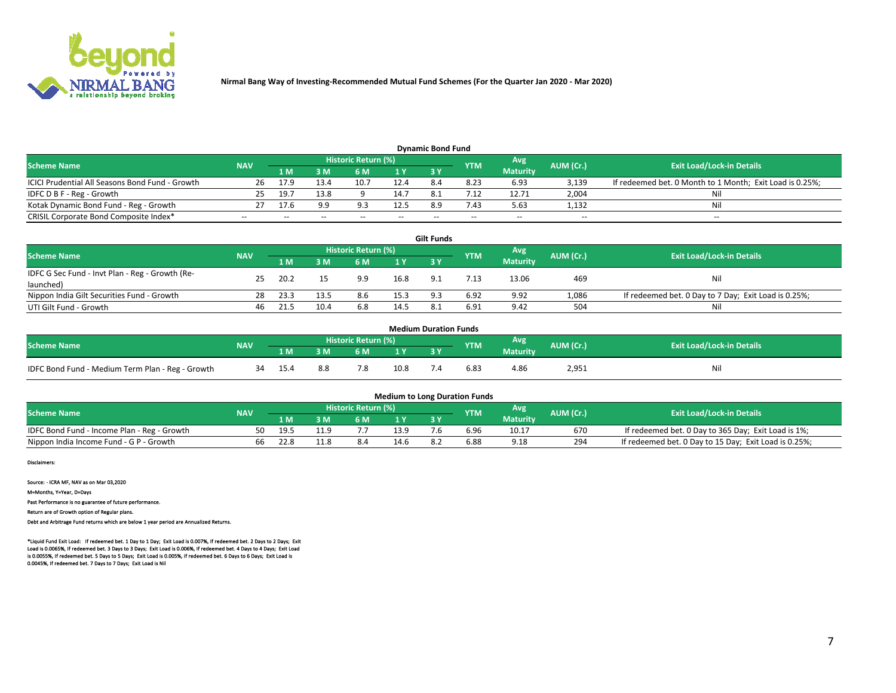Nirmal Bang Way of Investing-Recommended Mutual Fund Schemes (For the Quarter Jan 2020 - Mar 2020)

### Dynamic Bond Fund

| Scheme Name | NAV | Historic Return (%) | | | | | YTM | Avg Maturity | AUM (Cr.) | Exit Load/Lock-in Details |
|---|---|---|---|---|---|---|---|---|---|---|
| | | 1 M | 3 M | 6 M | 1 Y | 3 Y | | | | |
| ICICI Prudential All Seasons Bond Fund - Growth | 26 | 17.9 | 13.4 | 10.7 | 12.4 | 8.4 | 8.23 | 6.93 | 3,139 | If redeemed bet. 0 Month to 1 Month; Exit Load is 0.25%; |
| IDFC D B F - Reg - Growth | 25 | 19.7 | 13.8 | 9 | 14.7 | 8.1 | 7.12 | 12.71 | 2,004 | Nil |
| Kotak Dynamic Bond Fund - Reg - Growth | 27 | 17.6 | 9.9 | 9.3 | 12.5 | 8.9 | 7.43 | 5.63 | 1,132 | Nil |
| CRISIL Corporate Bond Composite Index* | -- | -- | -- | -- | -- | -- | -- | -- | -- | -- |

### Gilt Funds

| Scheme Name | NAV | Historic Return (%) | | | | | YTM | Avg Maturity | AUM (Cr.) | Exit Load/Lock-in Details |
|---|---|---|---|---|---|---|---|---|---|---|
| | | 1 M | 3 M | 6 M | 1 Y | 3 Y | | | | |
| IDFC G Sec Fund - Invt Plan - Reg - Growth (Re-launched) | 25 | 20.2 | 15 | 9.9 | 16.8 | 9.1 | 7.13 | 13.06 | 469 | Nil |
| Nippon India Gilt Securities Fund - Growth | 28 | 23.3 | 13.5 | 8.6 | 15.3 | 9.3 | 6.92 | 9.92 | 1,086 | If redeemed bet. 0 Day to 7 Day; Exit Load is 0.25%; |
| UTI Gilt Fund - Growth | 46 | 21.5 | 10.4 | 6.8 | 14.5 | 8.1 | 6.91 | 9.42 | 504 | Nil |

### Medium Duration Funds

| Scheme Name | NAV | Historic Return (%) | | | | | YTM | Avg Maturity | AUM (Cr.) | Exit Load/Lock-in Details |
|---|---|---|---|---|---|---|---|---|---|---|
| | | 1 M | 3 M | 6 M | 1 Y | 3 Y | | | | |
| IDFC Bond Fund - Medium Term Plan - Reg - Growth | 34 | 15.4 | 8.8 | 7.8 | 10.8 | 7.4 | 6.83 | 4.86 | 2,951 | Nil |

### Medium to Long Duration Funds

| Scheme Name | NAV | Historic Return (%) | | | | | YTM | Avg Maturity | AUM (Cr.) | Exit Load/Lock-in Details |
|---|---|---|---|---|---|---|---|---|---|---|
| | | 1 M | 3 M | 6 M | 1 Y | 3 Y | | | | |
| IDFC Bond Fund - Income Plan - Reg - Growth | 50 | 19.5 | 11.9 | 7.7 | 13.9 | 7.6 | 6.96 | 10.17 | 670 | If redeemed bet. 0 Day to 365 Day; Exit Load is 1%; |
| Nippon India Income Fund - G P - Growth | 66 | 22.8 | 11.8 | 8.4 | 14.6 | 8.2 | 6.88 | 9.18 | 294 | If redeemed bet. 0 Day to 15 Day; Exit Load is 0.25%; |

Disclaimers:

Source: - ICRA MF, NAV as on Mar 03,2020

M=Months, Y=Year, D=Days

Past Performance is no guarantee of future performance.

Return are of Growth option of Regular plans.

Debt and Arbitrage Fund returns which are below 1 year period are Annualized Returns.

*Liquid Fund Exit Load: If redeemed bet. 1 Day to 1 Day; Exit Load is 0.007%, If redeemed bet. 2 Days to 2 Days; Exit Load is 0.0065%, If redeemed bet. 3 Days to 3 Days; Exit Load is 0.006%, If redeemed bet. 4 Days to 4 Days; Exit Load is 0.0055%, If redeemed bet. 5 Days to 5 Days; Exit Load is 0.005%, If redeemed bet. 6 Days to 6 Days; Exit Load is 0.0045%, If redeemed bet. 7 Days to 7 Days; Exit Load is Nil